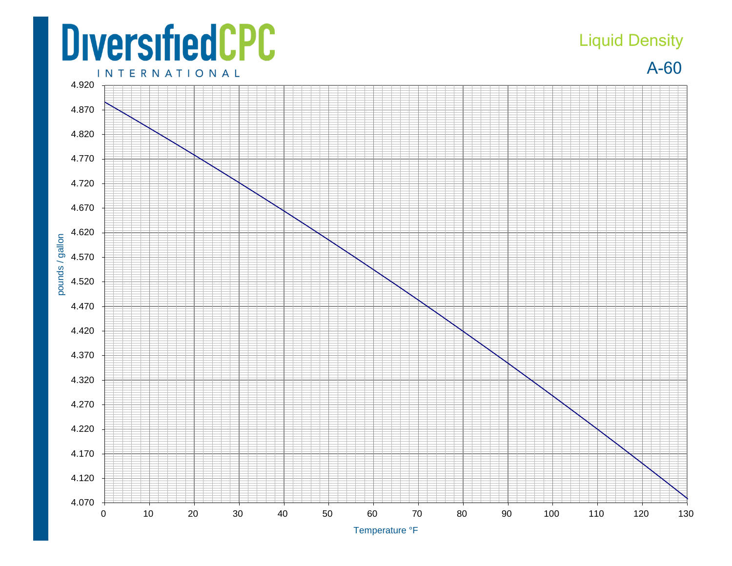# DiversifiedCPC

INTERNATIONAL

## Liquid Density

## A-60

pounds / gallon

4.920
4.870
4.820
4.770
4.720
4.670
4.620
4.570
4.520
4.470
4.420
4.370
4.320
4.270
4.220
4.170
4.120
4.070

0 10 20 30 40 50 60 70 80 90 100 110 120 130

Temperature °F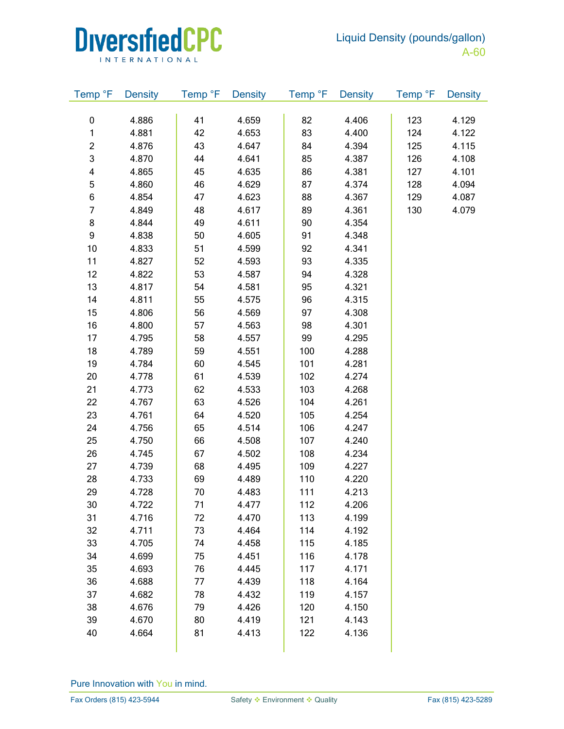DiversifiedCPC INTERNATIONAL

# Liquid Density (pounds/gallon)

## A-60

| Temp °F | Density | Temp °F | Density | Temp °F | Density | Temp °F | Density |
|---|---|---|---|---|---|---|---|
| 0 | 4.886 | 41 | 4.659 | 82 | 4.406 | 123 | 4.129 |
| 1 | 4.881 | 42 | 4.653 | 83 | 4.400 | 124 | 4.122 |
| 2 | 4.876 | 43 | 4.647 | 84 | 4.394 | 125 | 4.115 |
| 3 | 4.870 | 44 | 4.641 | 85 | 4.387 | 126 | 4.108 |
| 4 | 4.865 | 45 | 4.635 | 86 | 4.381 | 127 | 4.101 |
| 5 | 4.860 | 46 | 4.629 | 87 | 4.374 | 128 | 4.094 |
| 6 | 4.854 | 47 | 4.623 | 88 | 4.367 | 129 | 4.087 |
| 7 | 4.849 | 48 | 4.617 | 89 | 4.361 | 130 | 4.079 |
| 8 | 4.844 | 49 | 4.611 | 90 | 4.354 | | |
| 9 | 4.838 | 50 | 4.605 | 91 | 4.348 | | |
| 10 | 4.833 | 51 | 4.599 | 92 | 4.341 | | |
| 11 | 4.827 | 52 | 4.593 | 93 | 4.335 | | |
| 12 | 4.822 | 53 | 4.587 | 94 | 4.328 | | |
| 13 | 4.817 | 54 | 4.581 | 95 | 4.321 | | |
| 14 | 4.811 | 55 | 4.575 | 96 | 4.315 | | |
| 15 | 4.806 | 56 | 4.569 | 97 | 4.308 | | |
| 16 | 4.800 | 57 | 4.563 | 98 | 4.301 | | |
| 17 | 4.795 | 58 | 4.557 | 99 | 4.295 | | |
| 18 | 4.789 | 59 | 4.551 | 100 | 4.288 | | |
| 19 | 4.784 | 60 | 4.545 | 101 | 4.281 | | |
| 20 | 4.778 | 61 | 4.539 | 102 | 4.274 | | |
| 21 | 4.773 | 62 | 4.533 | 103 | 4.268 | | |
| 22 | 4.767 | 63 | 4.526 | 104 | 4.261 | | |
| 23 | 4.761 | 64 | 4.520 | 105 | 4.254 | | |
| 24 | 4.756 | 65 | 4.514 | 106 | 4.247 | | |
| 25 | 4.750 | 66 | 4.508 | 107 | 4.240 | | |
| 26 | 4.745 | 67 | 4.502 | 108 | 4.234 | | |
| 27 | 4.739 | 68 | 4.495 | 109 | 4.227 | | |
| 28 | 4.733 | 69 | 4.489 | 110 | 4.220 | | |
| 29 | 4.728 | 70 | 4.483 | 111 | 4.213 | | |
| 30 | 4.722 | 71 | 4.477 | 112 | 4.206 | | |
| 31 | 4.716 | 72 | 4.470 | 113 | 4.199 | | |
| 32 | 4.711 | 73 | 4.464 | 114 | 4.192 | | |
| 33 | 4.705 | 74 | 4.458 | 115 | 4.185 | | |
| 34 | 4.699 | 75 | 4.451 | 116 | 4.178 | | |
| 35 | 4.693 | 76 | 4.445 | 117 | 4.171 | | |
| 36 | 4.688 | 77 | 4.439 | 118 | 4.164 | | |
| 37 | 4.682 | 78 | 4.432 | 119 | 4.157 | | |
| 38 | 4.676 | 79 | 4.426 | 120 | 4.150 | | |
| 39 | 4.670 | 80 | 4.419 | 121 | 4.143 | | |
| 40 | 4.664 | 81 | 4.413 | 122 | 4.136 | | |

Pure Innovation with You in mind.

Fax Orders (815) 423-5944 Safety ❖ Environment ❖ Quality Fax (815) 423-5289